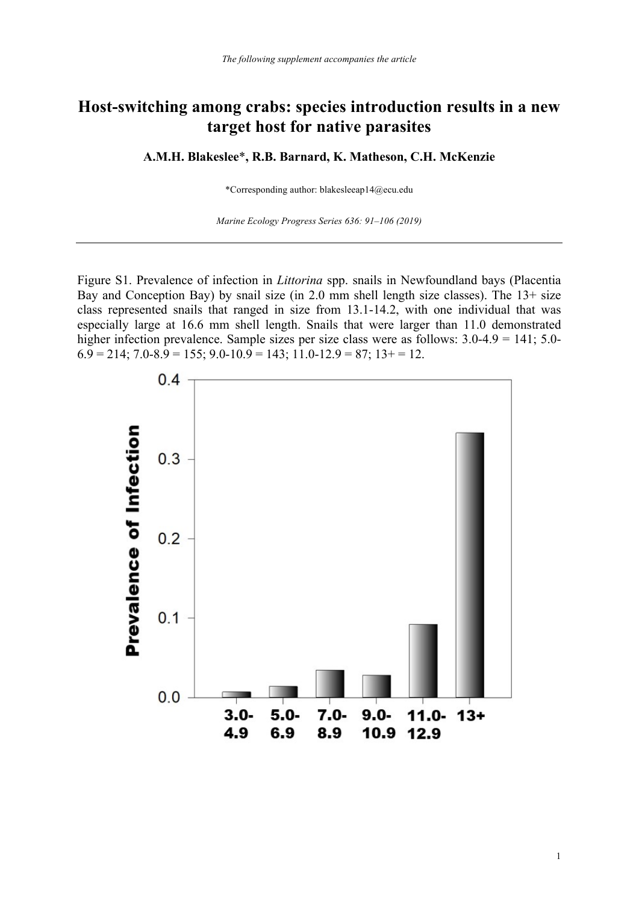The following supplement accompanies the article

# Host-switching among crabs: species introduction results in a new target host for native parasites

**A.M.H. Blakeslee\*, R.B. Barnard, K. Matheson, C.H. McKenzie**

\*Corresponding author: blakesleeap14@ecu.edu

*Marine Ecology Progress Series 636: 91–106 (2019)*

---

Figure S1. Prevalence of infection in *Littorina* spp. snails in Newfoundland bays (Placentia Bay and Conception Bay) by snail size (in 2.0 mm shell length size classes). The 13+ size class represented snails that ranged in size from 13.1-14.2, with one individual that was especially large at 16.6 mm shell length. Snails that were larger than 11.0 demonstrated higher infection prevalence. Sample sizes per size class were as follows: 3.0-4.9 = 141; 5.0-6.9 = 214; 7.0-8.9 = 155; 9.0-10.9 = 143; 11.0-12.9 = 87; 13+ = 12.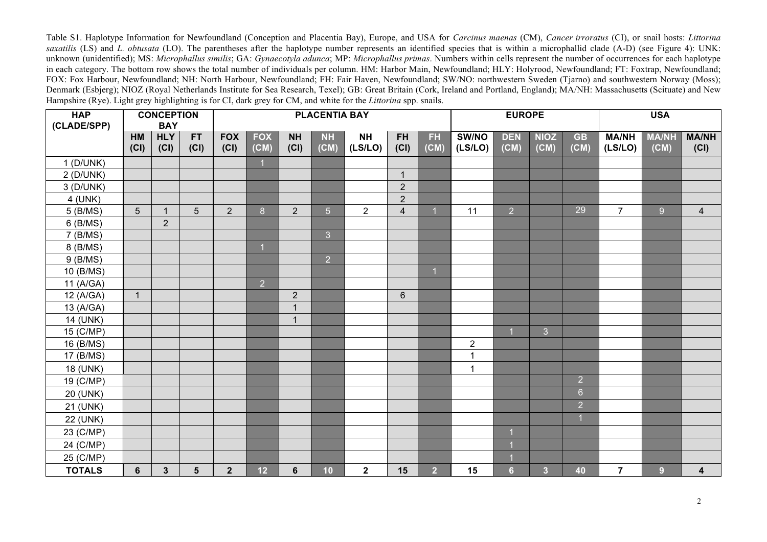Table S1. Haplotype Information for Newfoundland (Conception and Placentia Bay), Europe, and USA for *Carcinus maenas* (CM), *Cancer irroratus* (CI), or snail hosts: *Littorina saxatilis* (LS) and *L. obtusata* (LO). The parentheses after the haplotype number represents an identified species that is within a microphallid clade (A-D) (see Figure 4): UNK: unknown (unidentified); MS: *Microphallus similis*; GA: *Gynaecotyla adunca*; MP: *Microphallus primas*. Numbers within cells represent the number of occurrences for each haplotype in each category. The bottom row shows the total number of individuals per column. HM: Harbor Main, Newfoundland; HLY: Holyrood, Newfoundland; FT: Foxtrap, Newfoundland; FOX: Fox Harbour, Newfoundland; NH: North Harbour, Newfoundland; FH: Fair Haven, Newfoundland; SW/NO: northwestern Sweden (Tjarno) and southwestern Norway (Moss); Denmark (Esbjerg); NIOZ (Royal Netherlands Institute for Sea Research, Texel); GB: Great Britain (Cork, Ireland and Portland, England); MA/NH: Massachusetts (Scituate) and New Hampshire (Rye). Light grey highlighting is for CI, dark grey for CM, and white for the *Littorina* spp. snails.

| HAP (CLADE/SPP) | CONCEPTION BAY | | | PLACENTIA BAY | | | | | | | EUROPE | | | | USA | | |
|---|---|---|---|---|---|---|---|---|---|---|---|---|---|---|---|---|---|
| | HM (CI) | HLY (CI) | FT (CI) | FOX (CI) | FOX (CM) | NH (CI) | NH (CM) | NH (LS/LO) | FH (CI) | FH (CM) | SW/NO (LS/LO) | DEN (CM) | NIOZ (CM) | GB (CM) | MA/NH (LS/LO) | MA/NH (CM) | MA/NH (CI) |
| 1 (D/UNK) | | | | | 1 | | | | | | | | | | | | |
| 2 (D/UNK) | | | | | | | | | 1 | | | | | | | | |
| 3 (D/UNK) | | | | | | | | | 2 | | | | | | | | |
| 4 (UNK) | | | | | | | | | 2 | | | | | | | | |
| 5 (B/MS) | 5 | 1 | 5 | 2 | 8 | 2 | 5 | 2 | 4 | 1 | 11 | 2 | | 29 | 7 | 9 | 4 |
| 6 (B/MS) | | 2 | | | | | | | | | | | | | | | |
| 7 (B/MS) | | | | | | | 3 | | | | | | | | | | |
| 8 (B/MS) | | | | | 1 | | | | | | | | | | | | |
| 9 (B/MS) | | | | | | | 2 | | | | | | | | | | |
| 10 (B/MS) | | | | | | | | | | 1 | | | | | | | |
| 11 (A/GA) | | | | | 2 | | | | | | | | | | | | |
| 12 (A/GA) | 1 | | | | | 2 | | | 6 | | | | | | | | |
| 13 (A/GA) | | | | | | 1 | | | | | | | | | | | |
| 14 (UNK) | | | | | | 1 | | | | | | | | | | | |
| 15 (C/MP) | | | | | | | | | | | | 1 | 3 | | | | |
| 16 (B/MS) | | | | | | | | | | | 2 | | | | | | |
| 17 (B/MS) | | | | | | | | | | | 1 | | | | | | |
| 18 (UNK) | | | | | | | | | | | 1 | | | | | | |
| 19 (C/MP) | | | | | | | | | | | | | | 2 | | | |
| 20 (UNK) | | | | | | | | | | | | | | 6 | | | |
| 21 (UNK) | | | | | | | | | | | | | | 2 | | | |
| 22 (UNK) | | | | | | | | | | | | | | 1 | | | |
| 23 (C/MP) | | | | | | | | | | | | 1 | | | | | |
| 24 (C/MP) | | | | | | | | | | | | 1 | | | | | |
| 25 (C/MP) | | | | | | | | | | | | 1 | | | | | |
| **TOTALS** | **6** | **3** | **5** | **2** | **12** | **6** | **10** | **2** | **15** | **2** | **15** | **6** | **3** | **40** | **7** | **9** | **4** |